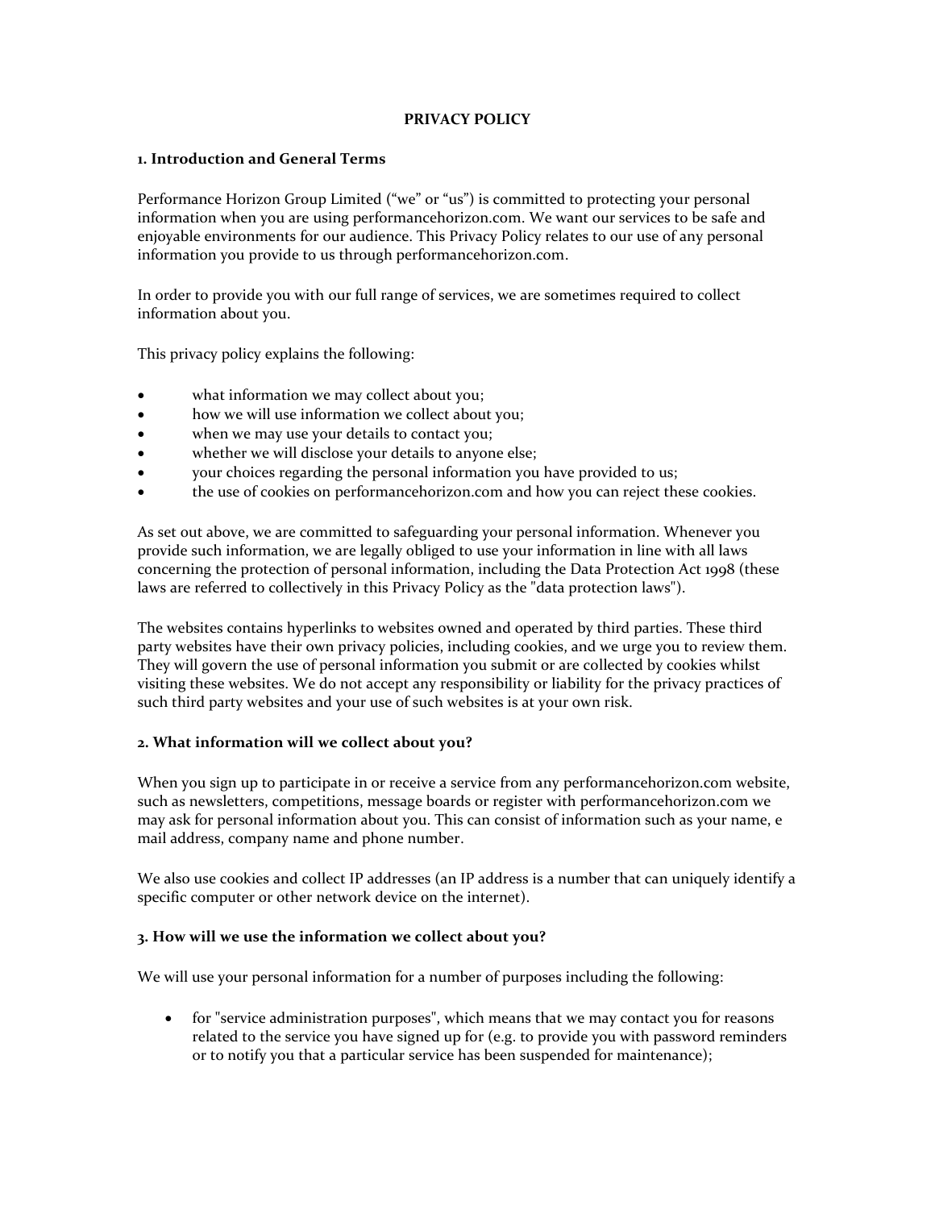# PRIVACY POLICY

## 1. Introduction and General Terms

Performance Horizon Group Limited ("we" or "us") is committed to protecting your personal information when you are using performancehorizon.com. We want our services to be safe and enjoyable environments for our audience. This Privacy Policy relates to our use of any personal information you provide to us through performancehorizon.com.

In order to provide you with our full range of services, we are sometimes required to collect information about you.

This privacy policy explains the following:

- what information we may collect about you;
- how we will use information we collect about you;
- when we may use your details to contact you;
- whether we will disclose your details to anyone else;
- your choices regarding the personal information you have provided to us;
- the use of cookies on performancehorizon.com and how you can reject these cookies.

As set out above, we are committed to safeguarding your personal information. Whenever you provide such information, we are legally obliged to use your information in line with all laws concerning the protection of personal information, including the Data Protection Act 1998 (these laws are referred to collectively in this Privacy Policy as the "data protection laws").

The websites contains hyperlinks to websites owned and operated by third parties. These third party websites have their own privacy policies, including cookies, and we urge you to review them. They will govern the use of personal information you submit or are collected by cookies whilst visiting these websites. We do not accept any responsibility or liability for the privacy practices of such third party websites and your use of such websites is at your own risk.

## 2. What information will we collect about you?

When you sign up to participate in or receive a service from any performancehorizon.com website, such as newsletters, competitions, message boards or register with performancehorizon.com we may ask for personal information about you. This can consist of information such as your name, e mail address, company name and phone number.

We also use cookies and collect IP addresses (an IP address is a number that can uniquely identify a specific computer or other network device on the internet).

## 3. How will we use the information we collect about you?

We will use your personal information for a number of purposes including the following:

- for "service administration purposes", which means that we may contact you for reasons related to the service you have signed up for (e.g. to provide you with password reminders or to notify you that a particular service has been suspended for maintenance);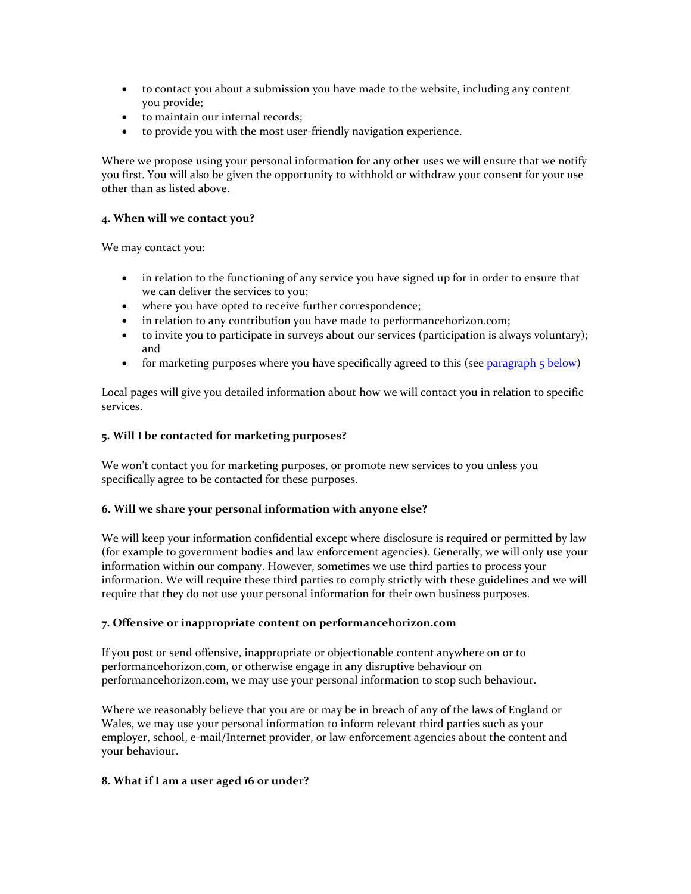- to contact you about a submission you have made to the website, including any content you provide;
- to maintain our internal records;
- to provide you with the most user-friendly navigation experience.

Where we propose using your personal information for any other uses we will ensure that we notify you first. You will also be given the opportunity to withhold or withdraw your consent for your use other than as listed above.

**4. When will we contact you?**

We may contact you:

- in relation to the functioning of any service you have signed up for in order to ensure that we can deliver the services to you;
- where you have opted to receive further correspondence;
- in relation to any contribution you have made to performancehorizon.com;
- to invite you to participate in surveys about our services (participation is always voluntary); and
- for marketing purposes where you have specifically agreed to this (see paragraph 5 below)

Local pages will give you detailed information about how we will contact you in relation to specific services.

**5. Will I be contacted for marketing purposes?**

We won't contact you for marketing purposes, or promote new services to you unless you specifically agree to be contacted for these purposes.

**6. Will we share your personal information with anyone else?**

We will keep your information confidential except where disclosure is required or permitted by law (for example to government bodies and law enforcement agencies). Generally, we will only use your information within our company. However, sometimes we use third parties to process your information. We will require these third parties to comply strictly with these guidelines and we will require that they do not use your personal information for their own business purposes.

**7. Offensive or inappropriate content on performancehorizon.com**

If you post or send offensive, inappropriate or objectionable content anywhere on or to performancehorizon.com, or otherwise engage in any disruptive behaviour on performancehorizon.com, we may use your personal information to stop such behaviour.

Where we reasonably believe that you are or may be in breach of any of the laws of England or Wales, we may use your personal information to inform relevant third parties such as your employer, school, e-mail/Internet provider, or law enforcement agencies about the content and your behaviour.

**8. What if I am a user aged 16 or under?**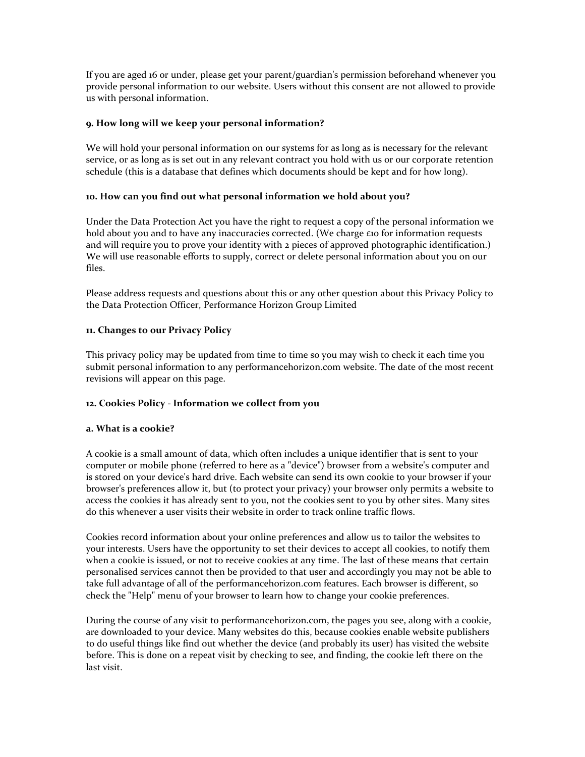If you are aged 16 or under, please get your parent/guardian's permission beforehand whenever you provide personal information to our website. Users without this consent are not allowed to provide us with personal information.

**9. How long will we keep your personal information?**

We will hold your personal information on our systems for as long as is necessary for the relevant service, or as long as is set out in any relevant contract you hold with us or our corporate retention schedule (this is a database that defines which documents should be kept and for how long).

**10. How can you find out what personal information we hold about you?**

Under the Data Protection Act you have the right to request a copy of the personal information we hold about you and to have any inaccuracies corrected. (We charge £10 for information requests and will require you to prove your identity with 2 pieces of approved photographic identification.) We will use reasonable efforts to supply, correct or delete personal information about you on our files.

Please address requests and questions about this or any other question about this Privacy Policy to the Data Protection Officer, Performance Horizon Group Limited

**11. Changes to our Privacy Policy**

This privacy policy may be updated from time to time so you may wish to check it each time you submit personal information to any performancehorizon.com website. The date of the most recent revisions will appear on this page.

**12. Cookies Policy - Information we collect from you**

**a. What is a cookie?**

A cookie is a small amount of data, which often includes a unique identifier that is sent to your computer or mobile phone (referred to here as a "device") browser from a website's computer and is stored on your device's hard drive. Each website can send its own cookie to your browser if your browser's preferences allow it, but (to protect your privacy) your browser only permits a website to access the cookies it has already sent to you, not the cookies sent to you by other sites. Many sites do this whenever a user visits their website in order to track online traffic flows.

Cookies record information about your online preferences and allow us to tailor the websites to your interests. Users have the opportunity to set their devices to accept all cookies, to notify them when a cookie is issued, or not to receive cookies at any time. The last of these means that certain personalised services cannot then be provided to that user and accordingly you may not be able to take full advantage of all of the performancehorizon.com features. Each browser is different, so check the "Help" menu of your browser to learn how to change your cookie preferences.

During the course of any visit to performancehorizon.com, the pages you see, along with a cookie, are downloaded to your device. Many websites do this, because cookies enable website publishers to do useful things like find out whether the device (and probably its user) has visited the website before. This is done on a repeat visit by checking to see, and finding, the cookie left there on the last visit.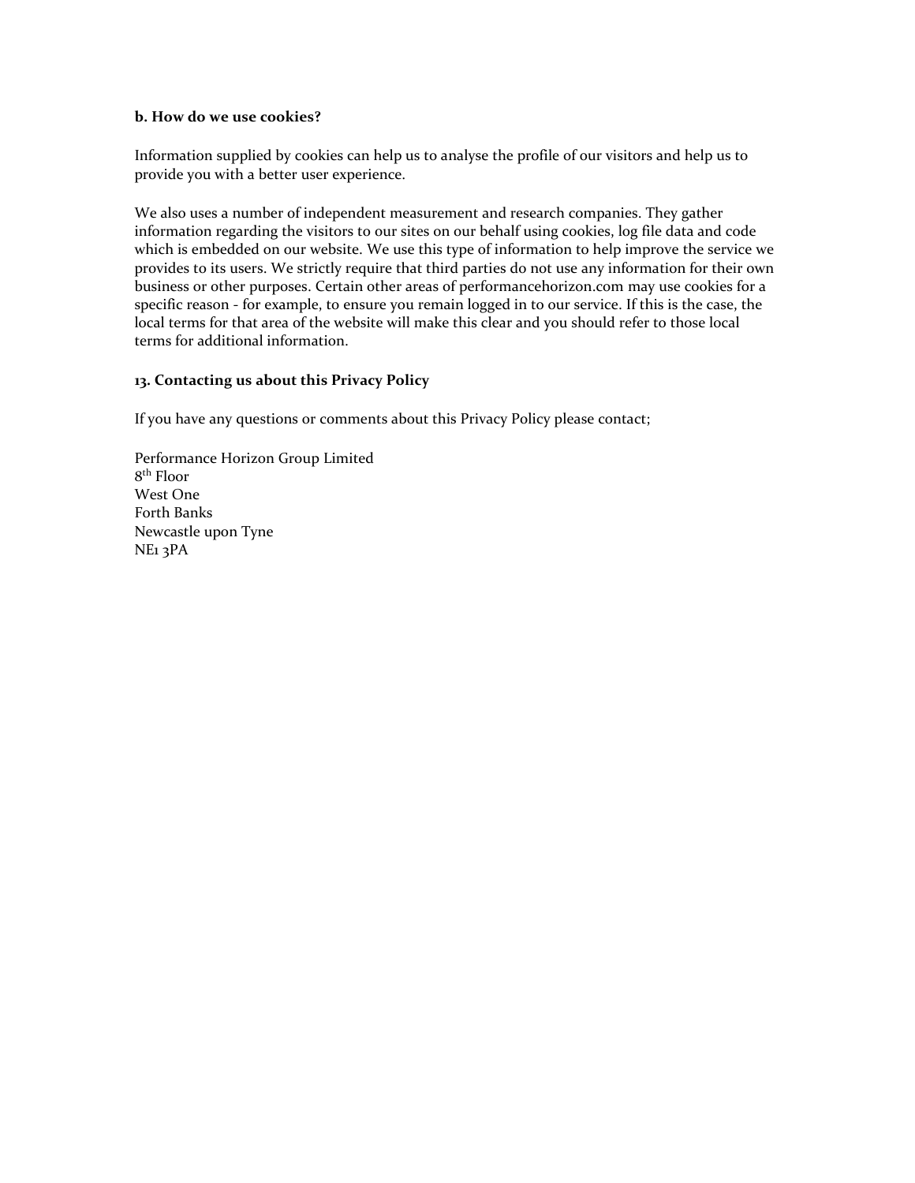**b. How do we use cookies?**

Information supplied by cookies can help us to analyse the profile of our visitors and help us to provide you with a better user experience.

We also uses a number of independent measurement and research companies. They gather information regarding the visitors to our sites on our behalf using cookies, log file data and code which is embedded on our website. We use this type of information to help improve the service we provides to its users. We strictly require that third parties do not use any information for their own business or other purposes. Certain other areas of performancehorizon.com may use cookies for a specific reason - for example, to ensure you remain logged in to our service. If this is the case, the local terms for that area of the website will make this clear and you should refer to those local terms for additional information.

## 13. Contacting us about this Privacy Policy

If you have any questions or comments about this Privacy Policy please contact;

Performance Horizon Group Limited
8th Floor
West One
Forth Banks
Newcastle upon Tyne
NE1 3PA